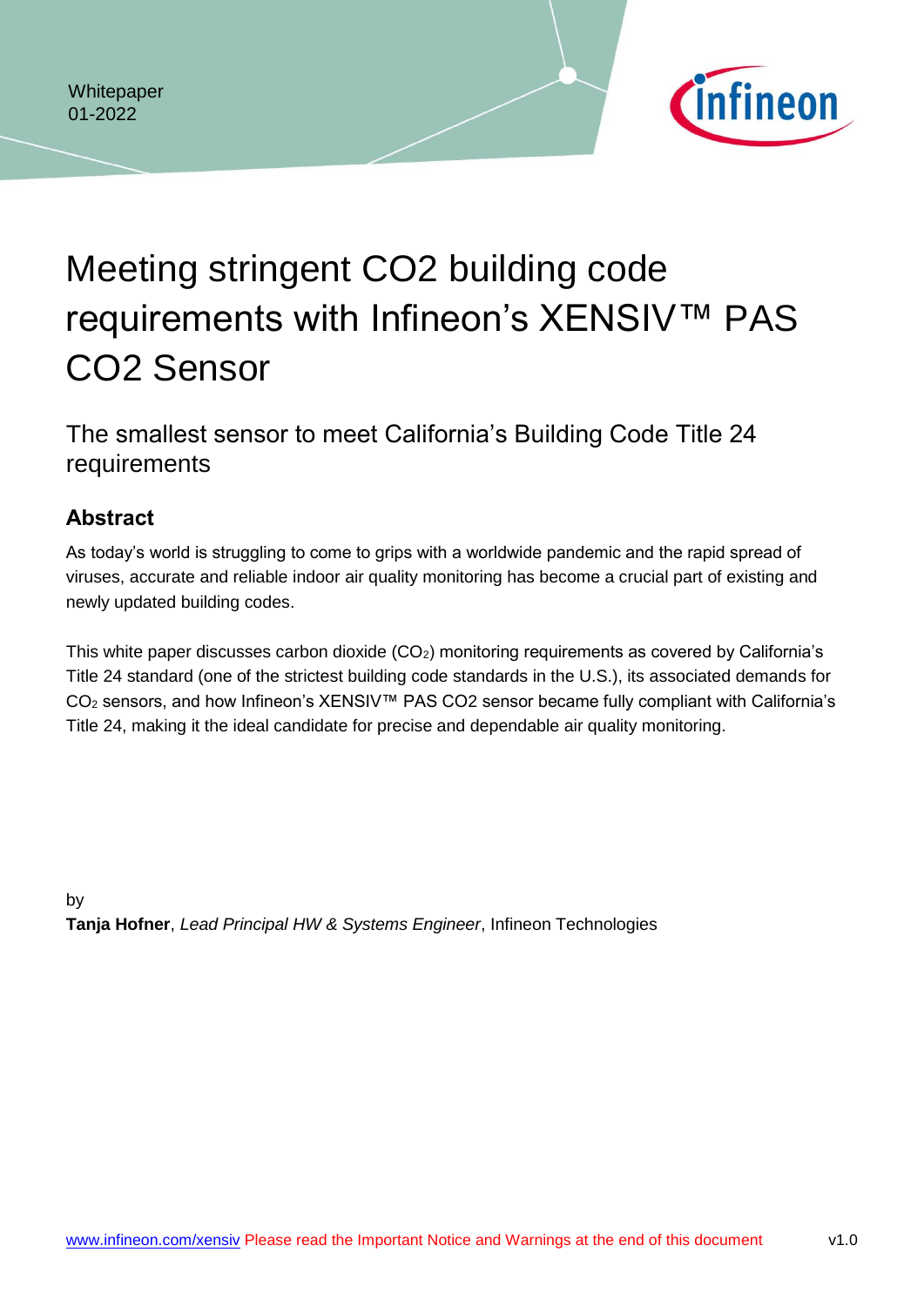Whitepaper
01-2022

# Meeting stringent CO2 building code requirements with Infineon's XENSIV™ PAS CO2 Sensor

## The smallest sensor to meet California's Building Code Title 24 requirements

### Abstract

As today's world is struggling to come to grips with a worldwide pandemic and the rapid spread of viruses, accurate and reliable indoor air quality monitoring has become a crucial part of existing and newly updated building codes.

This white paper discusses carbon dioxide ($CO_2$) monitoring requirements as covered by California's Title 24 standard (one of the strictest building code standards in the U.S.), its associated demands for $CO_2$ sensors, and how Infineon's XENSIV™ PAS CO2 sensor became fully compliant with California's Title 24, making it the ideal candidate for precise and dependable air quality monitoring.

by
**Tanja Hofner**, *Lead Principal HW & Systems Engineer*, Infineon Technologies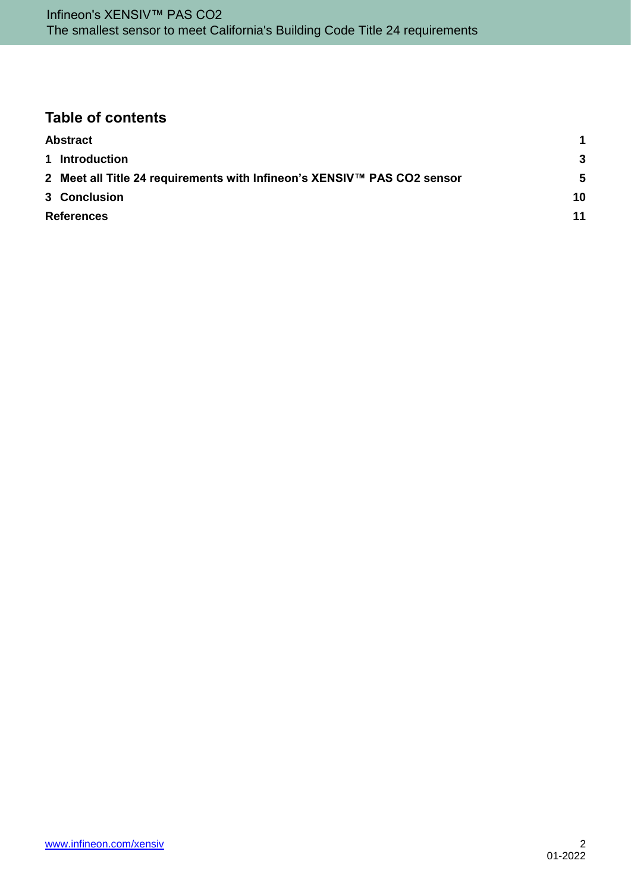## Table of contents

| | |
|---|---|
| **Abstract** | **1** |
| **1 Introduction** | **3** |
| **2 Meet all Title 24 requirements with Infineon's XENSIV™ PAS CO2 sensor** | **5** |
| **3 Conclusion** | **10** |
| **References** | **11** |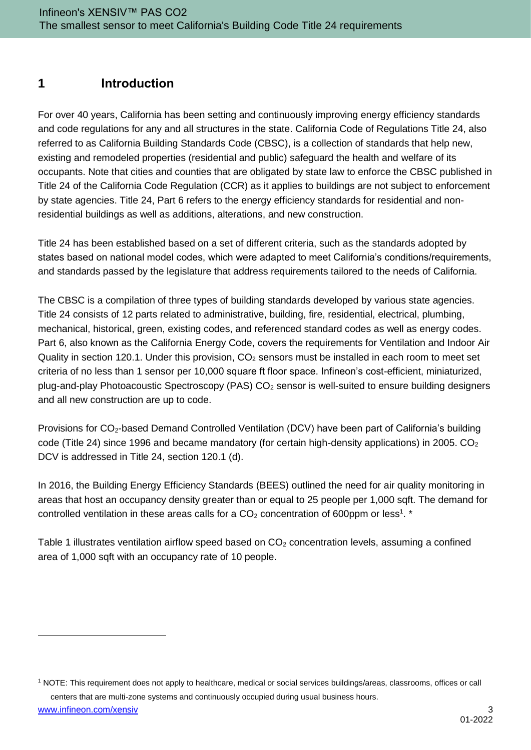# 1 Introduction

For over 40 years, California has been setting and continuously improving energy efficiency standards and code regulations for any and all structures in the state. California Code of Regulations Title 24, also referred to as California Building Standards Code (CBSC), is a collection of standards that help new, existing and remodeled properties (residential and public) safeguard the health and welfare of its occupants. Note that cities and counties that are obligated by state law to enforce the CBSC published in Title 24 of the California Code Regulation (CCR) as it applies to buildings are not subject to enforcement by state agencies. Title 24, Part 6 refers to the energy efficiency standards for residential and non-residential buildings as well as additions, alterations, and new construction.

Title 24 has been established based on a set of different criteria, such as the standards adopted by states based on national model codes, which were adapted to meet California's conditions/requirements, and standards passed by the legislature that address requirements tailored to the needs of California.

The CBSC is a compilation of three types of building standards developed by various state agencies. Title 24 consists of 12 parts related to administrative, building, fire, residential, electrical, plumbing, mechanical, historical, green, existing codes, and referenced standard codes as well as energy codes. Part 6, also known as the California Energy Code, covers the requirements for Ventilation and Indoor Air Quality in section 120.1. Under this provision, $CO_2$ sensors must be installed in each room to meet set criteria of no less than 1 sensor per 10,000 square ft floor space. Infineon's cost-efficient, miniaturized, plug-and-play Photoacoustic Spectroscopy (PAS) $CO_2$ sensor is well-suited to ensure building designers and all new construction are up to code.

Provisions for $CO_2$-based Demand Controlled Ventilation (DCV) have been part of California's building code (Title 24) since 1996 and became mandatory (for certain high-density applications) in 2005. $CO_2$ DCV is addressed in Title 24, section 120.1 (d).

In 2016, the Building Energy Efficiency Standards (BEES) outlined the need for air quality monitoring in areas that host an occupancy density greater than or equal to 25 people per 1,000 sqft. The demand for controlled ventilation in these areas calls for a $CO_2$ concentration of 600ppm or less[1]. *

Table 1 illustrates ventilation airflow speed based on $CO_2$ concentration levels, assuming a confined area of 1,000 sqft with an occupancy rate of 10 people.

---

[1] NOTE: This requirement does not apply to healthcare, medical or social services buildings/areas, classrooms, offices or call centers that are multi-zone systems and continuously occupied during usual business hours.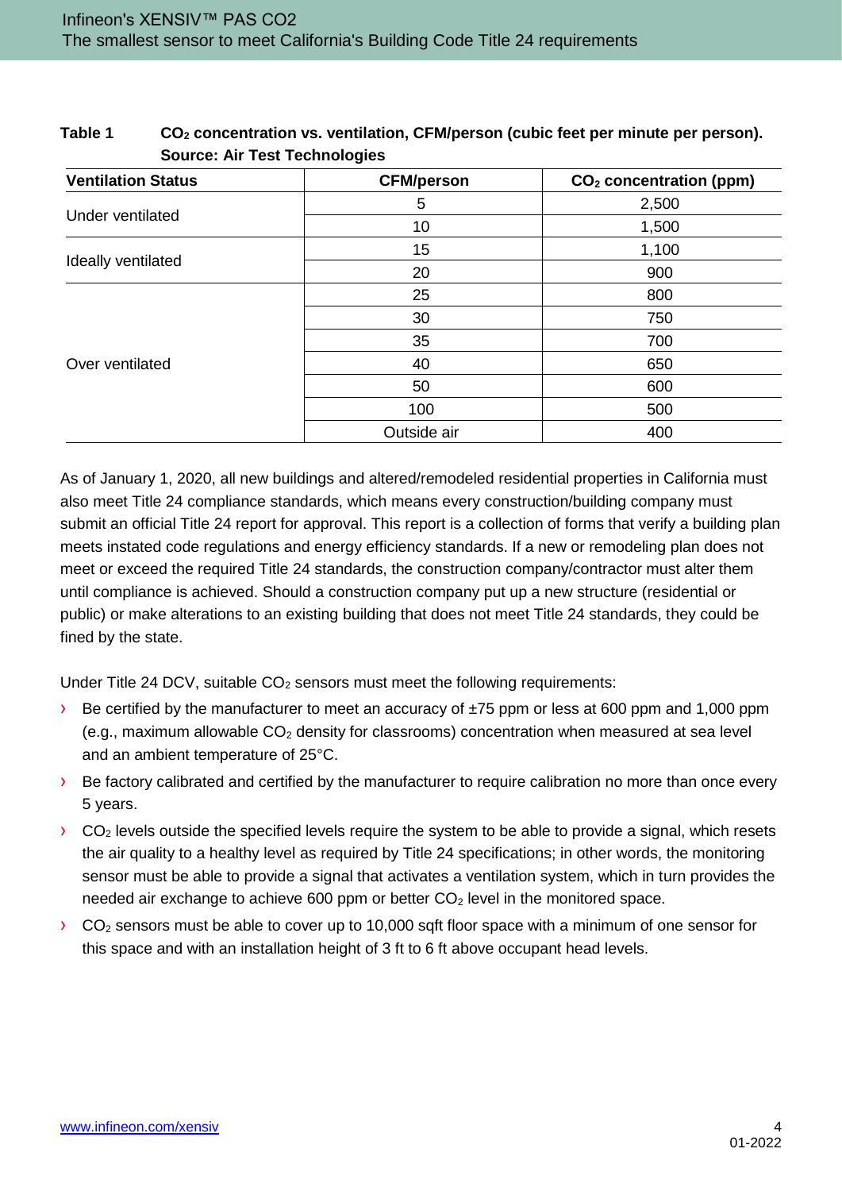**Table 1 $CO_2$ concentration vs. ventilation, CFM/person (cubic feet per minute per person). Source: Air Test Technologies**

| Ventilation Status | CFM/person | $CO_2$ concentration (ppm) |
|---|---|---|
| Under ventilated | 5 | 2,500 |
| | 10 | 1,500 |
| Ideally ventilated | 15 | 1,100 |
| | 20 | 900 |
| Over ventilated | 25 | 800 |
| | 30 | 750 |
| | 35 | 700 |
| | 40 | 650 |
| | 50 | 600 |
| | 100 | 500 |
| | Outside air | 400 |

As of January 1, 2020, all new buildings and altered/remodeled residential properties in California must also meet Title 24 compliance standards, which means every construction/building company must submit an official Title 24 report for approval. This report is a collection of forms that verify a building plan meets instated code regulations and energy efficiency standards. If a new or remodeling plan does not meet or exceed the required Title 24 standards, the construction company/contractor must alter them until compliance is achieved. Should a construction company put up a new structure (residential or public) or make alterations to an existing building that does not meet Title 24 standards, they could be fined by the state.

Under Title 24 DCV, suitable $CO_2$ sensors must meet the following requirements:

- Be certified by the manufacturer to meet an accuracy of ±75 ppm or less at 600 ppm and 1,000 ppm (e.g., maximum allowable $CO_2$ density for classrooms) concentration when measured at sea level and an ambient temperature of 25°C.
- Be factory calibrated and certified by the manufacturer to require calibration no more than once every 5 years.
- $CO_2$ levels outside the specified levels require the system to be able to provide a signal, which resets the air quality to a healthy level as required by Title 24 specifications; in other words, the monitoring sensor must be able to provide a signal that activates a ventilation system, which in turn provides the needed air exchange to achieve 600 ppm or better $CO_2$ level in the monitored space.
- $CO_2$ sensors must be able to cover up to 10,000 sqft floor space with a minimum of one sensor for this space and with an installation height of 3 ft to 6 ft above occupant head levels.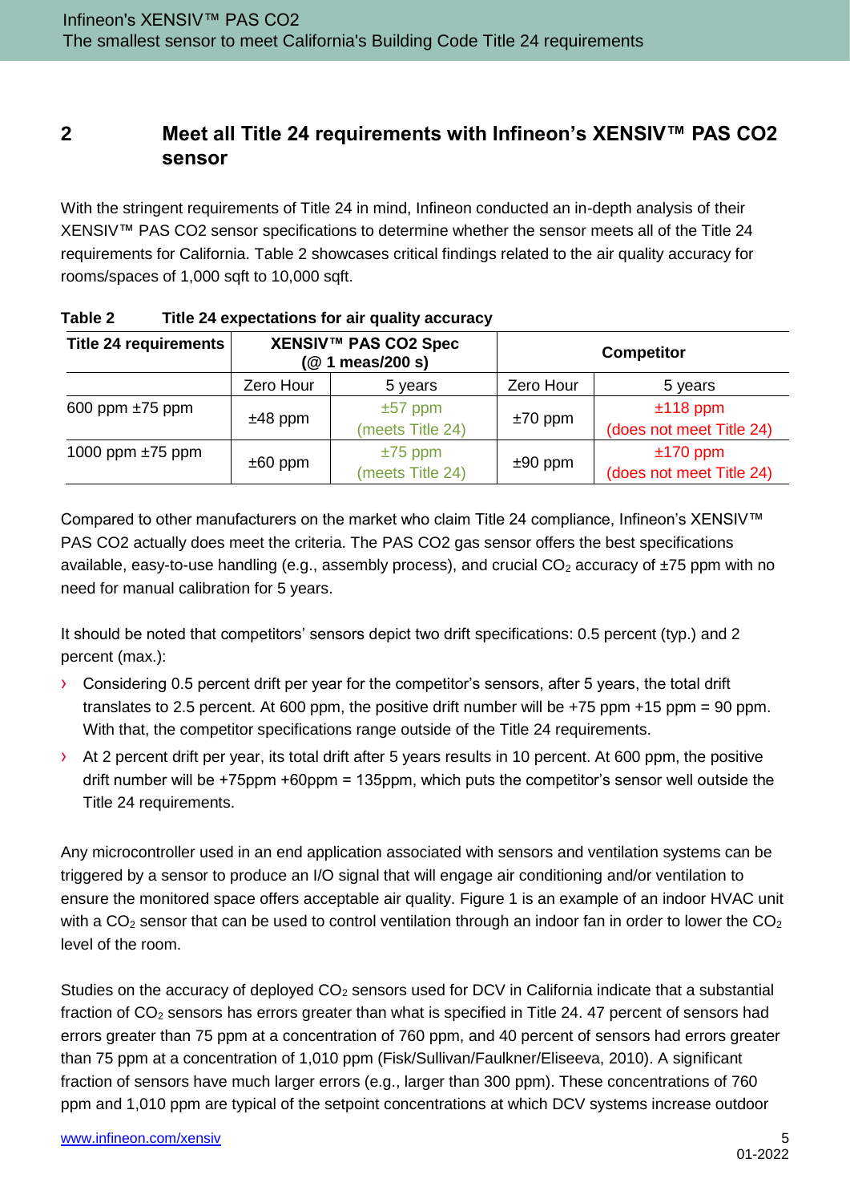## 2 Meet all Title 24 requirements with Infineon's XENSIV™ PAS CO2 sensor

With the stringent requirements of Title 24 in mind, Infineon conducted an in-depth analysis of their XENSIV™ PAS CO2 sensor specifications to determine whether the sensor meets all of the Title 24 requirements for California. Table 2 showcases critical findings related to the air quality accuracy for rooms/spaces of 1,000 sqft to 10,000 sqft.

**Table 2 Title 24 expectations for air quality accuracy**

| Title 24 requirements | XENSIV™ PAS CO2 Spec (@ 1 meas/200 s) | | Competitor | |
|---|---|---|---|---|
| | Zero Hour | 5 years | Zero Hour | 5 years |
| 600 ppm ±75 ppm | ±48 ppm | ±57 ppm (meets Title 24) | ±70 ppm | ±118 ppm (does not meet Title 24) |
| 1000 ppm ±75 ppm | ±60 ppm | ±75 ppm (meets Title 24) | ±90 ppm | ±170 ppm (does not meet Title 24) |

Compared to other manufacturers on the market who claim Title 24 compliance, Infineon's XENSIV™ PAS CO2 actually does meet the criteria. The PAS CO2 gas sensor offers the best specifications available, easy-to-use handling (e.g., assembly process), and crucial $CO_2$ accuracy of ±75 ppm with no need for manual calibration for 5 years.

It should be noted that competitors' sensors depict two drift specifications: 0.5 percent (typ.) and 2 percent (max.):

- Considering 0.5 percent drift per year for the competitor's sensors, after 5 years, the total drift translates to 2.5 percent. At 600 ppm, the positive drift number will be +75 ppm +15 ppm = 90 ppm. With that, the competitor specifications range outside of the Title 24 requirements.
- At 2 percent drift per year, its total drift after 5 years results in 10 percent. At 600 ppm, the positive drift number will be +75ppm +60ppm = 135ppm, which puts the competitor's sensor well outside the Title 24 requirements.

Any microcontroller used in an end application associated with sensors and ventilation systems can be triggered by a sensor to produce an I/O signal that will engage air conditioning and/or ventilation to ensure the monitored space offers acceptable air quality. Figure 1 is an example of an indoor HVAC unit with a $CO_2$ sensor that can be used to control ventilation through an indoor fan in order to lower the $CO_2$ level of the room.

Studies on the accuracy of deployed $CO_2$ sensors used for DCV in California indicate that a substantial fraction of $CO_2$ sensors has errors greater than what is specified in Title 24. 47 percent of sensors had errors greater than 75 ppm at a concentration of 760 ppm, and 40 percent of sensors had errors greater than 75 ppm at a concentration of 1,010 ppm (Fisk/Sullivan/Faulkner/Eliseeva, 2010). A significant fraction of sensors have much larger errors (e.g., larger than 300 ppm). These concentrations of 760 ppm and 1,010 ppm are typical of the setpoint concentrations at which DCV systems increase outdoor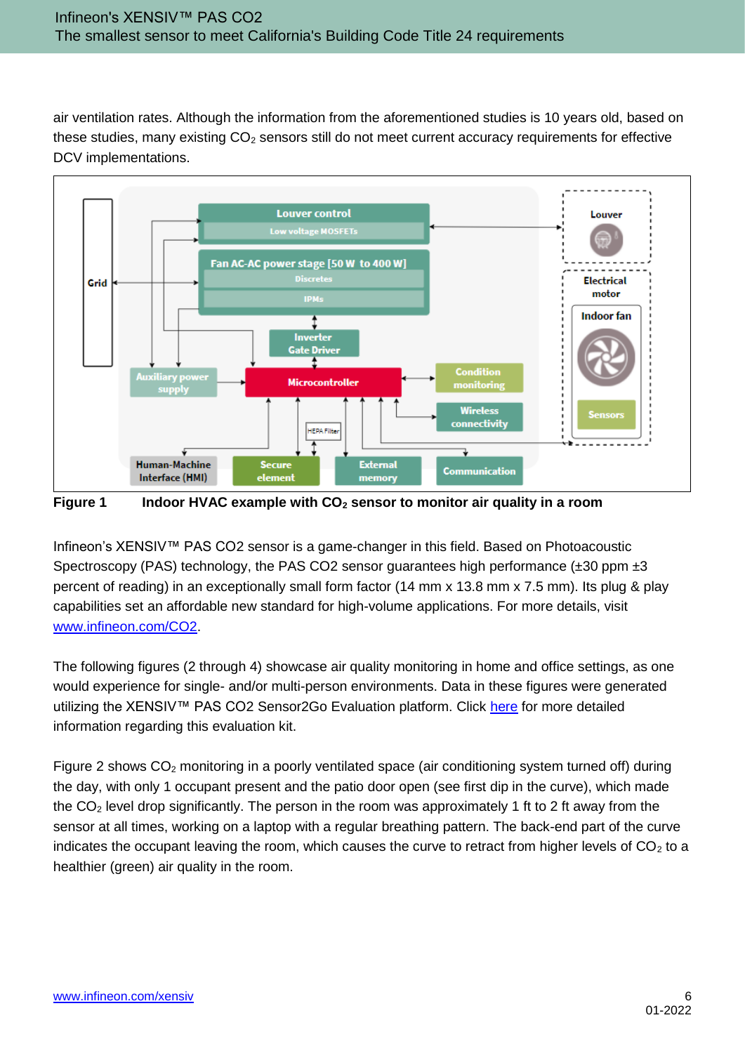air ventilation rates. Although the information from the aforementioned studies is 10 years old, based on these studies, many existing $CO_2$ sensors still do not meet current accuracy requirements for effective DCV implementations.

**Figure 1 Indoor HVAC example with $CO_2$ sensor to monitor air quality in a room**

Infineon's XENSIV™ PAS CO2 sensor is a game-changer in this field. Based on Photoacoustic Spectroscopy (PAS) technology, the PAS CO2 sensor guarantees high performance (±30 ppm ±3 percent of reading) in an exceptionally small form factor (14 mm x 13.8 mm x 7.5 mm). Its plug & play capabilities set an affordable new standard for high-volume applications. For more details, visit www.infineon.com/CO2.

The following figures (2 through 4) showcase air quality monitoring in home and office settings, as one would experience for single- and/or multi-person environments. Data in these figures were generated utilizing the XENSIV™ PAS CO2 Sensor2Go Evaluation platform. Click here for more detailed information regarding this evaluation kit.

Figure 2 shows $CO_2$ monitoring in a poorly ventilated space (air conditioning system turned off) during the day, with only 1 occupant present and the patio door open (see first dip in the curve), which made the $CO_2$ level drop significantly. The person in the room was approximately 1 ft to 2 ft away from the sensor at all times, working on a laptop with a regular breathing pattern. The back-end part of the curve indicates the occupant leaving the room, which causes the curve to retract from higher levels of $CO_2$ to a healthier (green) air quality in the room.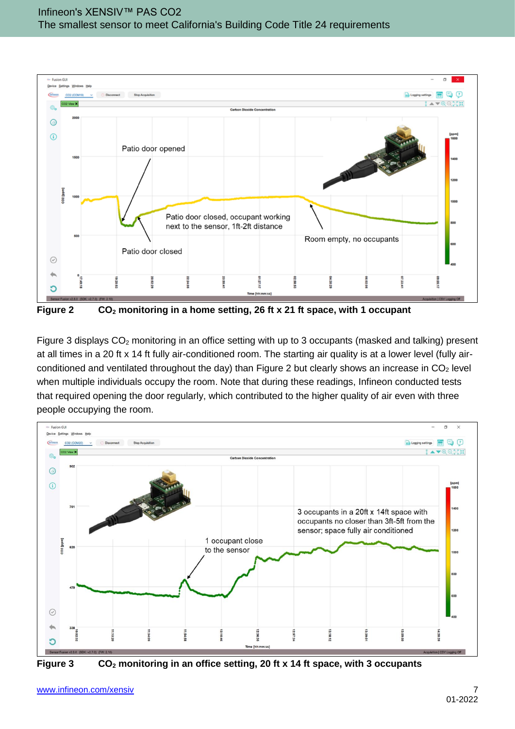Figure 2 $CO_2$ monitoring in a home setting, 26 ft x 21 ft space, with 1 occupant

Figure 3 displays $CO_2$ monitoring in an office setting with up to 3 occupants (masked and talking) present at all times in a 20 ft x 14 ft fully air-conditioned room. The starting air quality is at a lower level (fully air-conditioned and ventilated throughout the day) than Figure 2 but clearly shows an increase in $CO_2$ level when multiple individuals occupy the room. Note that during these readings, Infineon conducted tests that required opening the door regularly, which contributed to the higher quality of air even with three people occupying the room.

Figure 3 $CO_2$ monitoring in an office setting, 20 ft x 14 ft space, with 3 occupants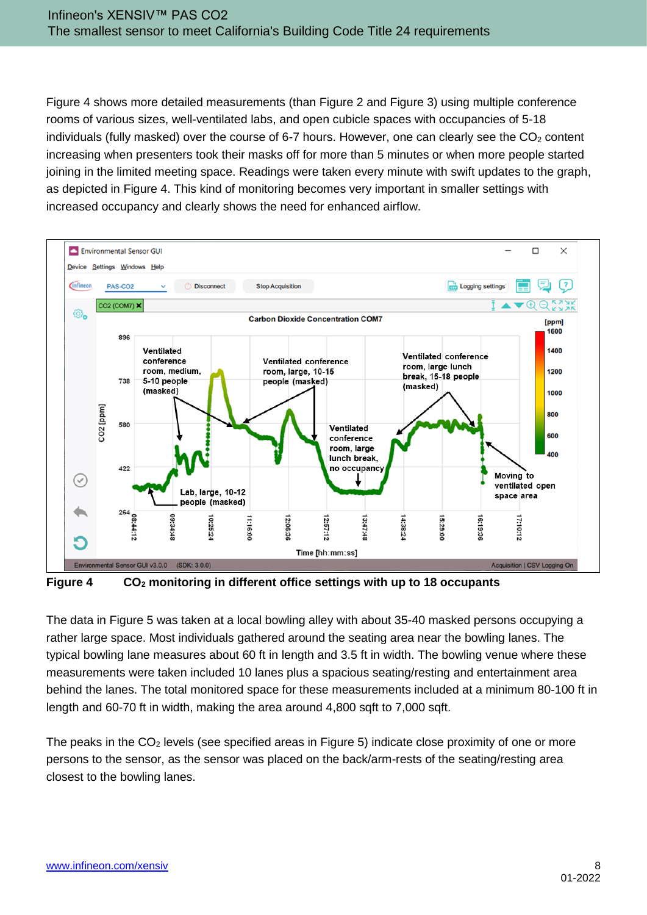Figure 4 shows more detailed measurements (than Figure 2 and Figure 3) using multiple conference rooms of various sizes, well-ventilated labs, and open cubicle spaces with occupancies of 5-18 individuals (fully masked) over the course of 6-7 hours. However, one can clearly see the $CO_2$ content increasing when presenters took their masks off for more than 5 minutes or when more people started joining in the limited meeting space. Readings were taken every minute with swift updates to the graph, as depicted in Figure 4. This kind of monitoring becomes very important in smaller settings with increased occupancy and clearly shows the need for enhanced airflow.

**Figure 4 $CO_2$ monitoring in different office settings with up to 18 occupants**

The data in Figure 5 was taken at a local bowling alley with about 35-40 masked persons occupying a rather large space. Most individuals gathered around the seating area near the bowling lanes. The typical bowling lane measures about 60 ft in length and 3.5 ft in width. The bowling venue where these measurements were taken included 10 lanes plus a spacious seating/resting and entertainment area behind the lanes. The total monitored space for these measurements included at a minimum 80-100 ft in length and 60-70 ft in width, making the area around 4,800 sqft to 7,000 sqft.

The peaks in the $CO_2$ levels (see specified areas in Figure 5) indicate close proximity of one or more persons to the sensor, as the sensor was placed on the back/arm-rests of the seating/resting area closest to the bowling lanes.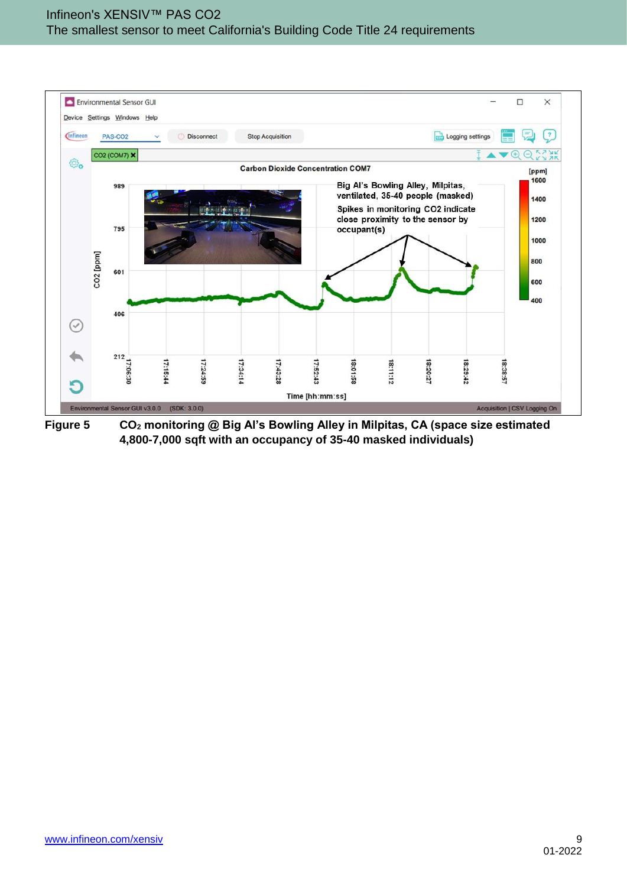**Figure 5** $CO_2$ monitoring @ Big Al's Bowling Alley in Milpitas, CA (space size estimated 4,800-7,000 sqft with an occupancy of 35-40 masked individuals)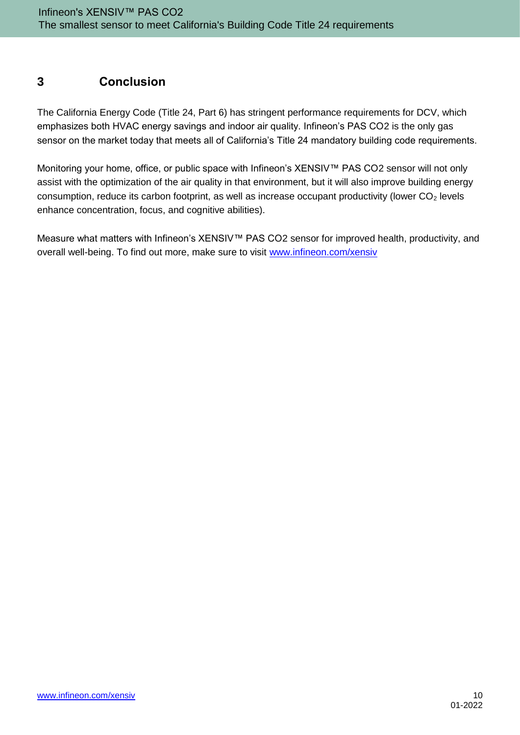# 3 Conclusion

The California Energy Code (Title 24, Part 6) has stringent performance requirements for DCV, which emphasizes both HVAC energy savings and indoor air quality. Infineon's PAS CO2 is the only gas sensor on the market today that meets all of California's Title 24 mandatory building code requirements.

Monitoring your home, office, or public space with Infineon's XENSIV™ PAS CO2 sensor will not only assist with the optimization of the air quality in that environment, but it will also improve building energy consumption, reduce its carbon footprint, as well as increase occupant productivity (lower $CO_2$ levels enhance concentration, focus, and cognitive abilities).

Measure what matters with Infineon's XENSIV™ PAS CO2 sensor for improved health, productivity, and overall well-being. To find out more, make sure to visit [www.infineon.com/xensiv](http://www.infineon.com/xensiv)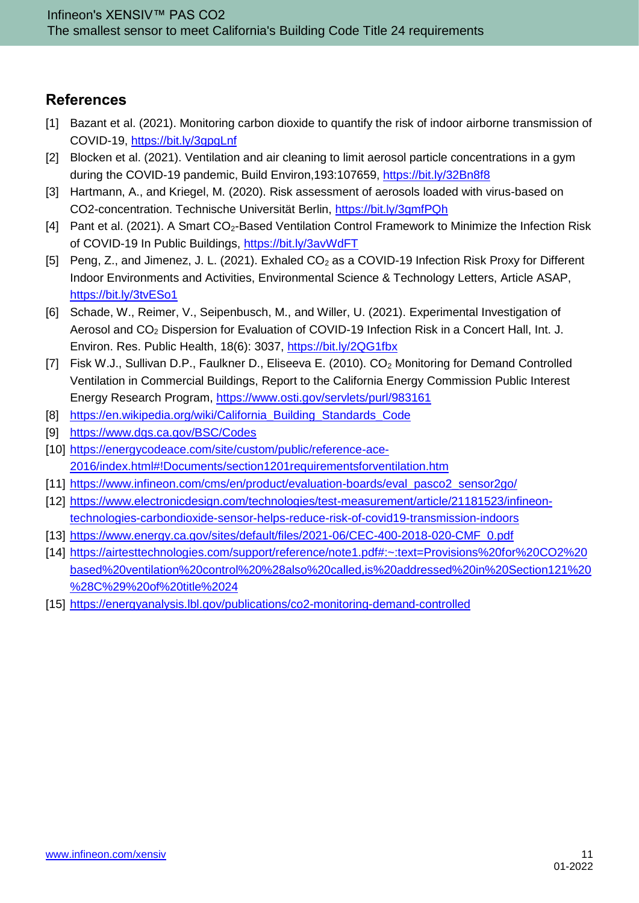## References

[1] Bazant et al. (2021). Monitoring carbon dioxide to quantify the risk of indoor airborne transmission of COVID-19, https://bit.ly/3gpgLnf

[2] Blocken et al. (2021). Ventilation and air cleaning to limit aerosol particle concentrations in a gym during the COVID-19 pandemic, Build Environ,193:107659, https://bit.ly/32Bn8f8

[3] Hartmann, A., and Kriegel, M. (2020). Risk assessment of aerosols loaded with virus-based on CO2-concentration. Technische Universität Berlin, https://bit.ly/3gmfPQh

[4] Pant et al. (2021). A Smart $CO_2$-Based Ventilation Control Framework to Minimize the Infection Risk of COVID-19 In Public Buildings, https://bit.ly/3avWdFT

[5] Peng, Z., and Jimenez, J. L. (2021). Exhaled $CO_2$ as a COVID-19 Infection Risk Proxy for Different Indoor Environments and Activities, Environmental Science & Technology Letters, Article ASAP, https://bit.ly/3tvESo1

[6] Schade, W., Reimer, V., Seipenbusch, M., and Willer, U. (2021). Experimental Investigation of Aerosol and $CO_2$ Dispersion for Evaluation of COVID-19 Infection Risk in a Concert Hall, Int. J. Environ. Res. Public Health, 18(6): 3037, https://bit.ly/2QG1fbx

[7] Fisk W.J., Sullivan D.P., Faulkner D., Eliseeva E. (2010). $CO_2$ Monitoring for Demand Controlled Ventilation in Commercial Buildings, Report to the California Energy Commission Public Interest Energy Research Program, https://www.osti.gov/servlets/purl/983161

[8] https://en.wikipedia.org/wiki/California_Building_Standards_Code

[9] https://www.dgs.ca.gov/BSC/Codes

[10] https://energycodeace.com/site/custom/public/reference-ace-2016/index.html#!Documents/section1201requirementsforventilation.htm

[11] https://www.infineon.com/cms/en/product/evaluation-boards/eval_pasco2_sensor2go/

[12] https://www.electronicdesign.com/technologies/test-measurement/article/21181523/infineon-technologies-carbondioxide-sensor-helps-reduce-risk-of-covid19-transmission-indoors

[13] https://www.energy.ca.gov/sites/default/files/2021-06/CEC-400-2018-020-CMF_0.pdf

[14] https://airtesttechnologies.com/support/reference/note1.pdf#:~:text=Provisions%20for%20CO2%20based%20ventilation%20control%20%28also%20called,is%20addressed%20in%20Section121%20%28C%29%20of%20title%2024

[15] https://energyanalysis.lbl.gov/publications/co2-monitoring-demand-controlled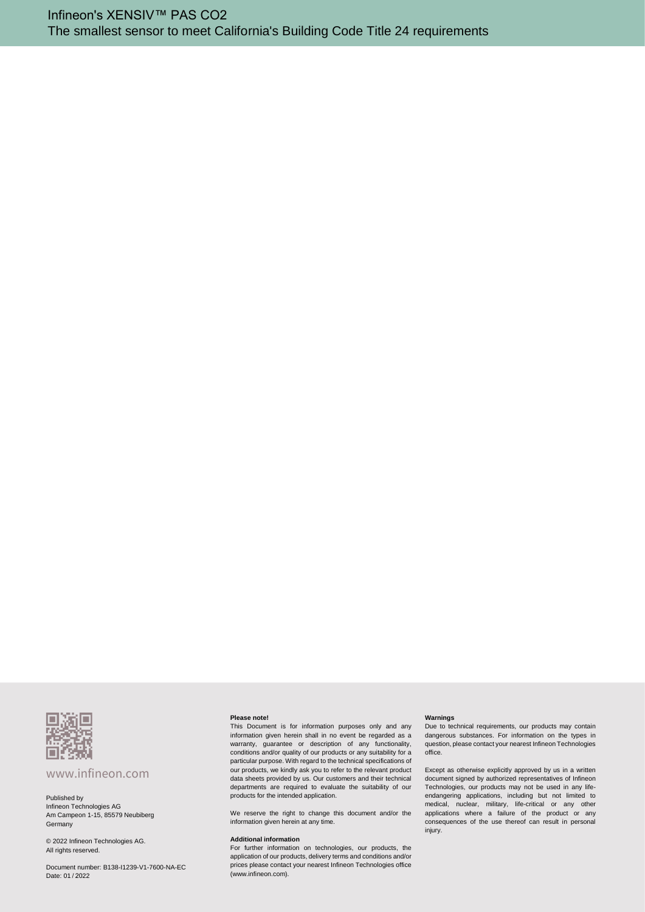www.infineon.com

Published by
Infineon Technologies AG
Am Campeon 1-15, 85579 Neubiberg
Germany

© 2022 Infineon Technologies AG.
All rights reserved.

Document number: B138-I1239-V1-7600-NA-EC
Date: 01 / 2022

**Please note!**
This Document is for information purposes only and any information given herein shall in no event be regarded as a warranty, guarantee or description of any functionality, conditions and/or quality of our products or any suitability for a particular purpose. With regard to the technical specifications of our products, we kindly ask you to refer to the relevant product data sheets provided by us. Our customers and their technical departments are required to evaluate the suitability of our products for the intended application.

We reserve the right to change this document and/or the information given herein at any time.

**Additional information**
For further information on technologies, our products, the application of our products, delivery terms and conditions and/or prices please contact your nearest Infineon Technologies office (www.infineon.com).

**Warnings**
Due to technical requirements, our products may contain dangerous substances. For information on the types in question, please contact your nearest Infineon Technologies office.

Except as otherwise explicitly approved by us in a written document signed by authorized representatives of Infineon Technologies, our products may not be used in any life-endangering applications, including but not limited to medical, nuclear, military, life-critical or any other applications where a failure of the product or any consequences of the use thereof can result in personal injury.